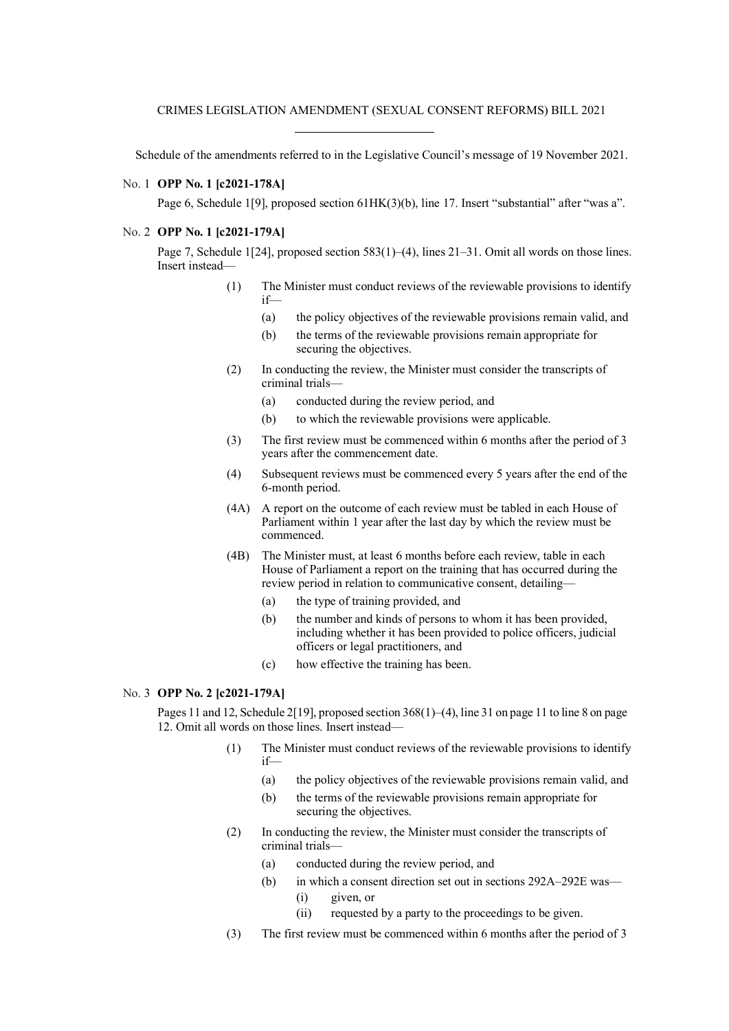# CRIMES LEGISLATION AMENDMENT (SEXUAL CONSENT REFORMS) BILL 2021

Schedule of the amendments referred to in the Legislative Council's message of 19 November 2021.

No. 1 **OPP No. 1 [c2021-178A]**

Page 6, Schedule 1[9], proposed section 61HK(3)(b), line 17. Insert "substantial" after "was a".

No. 2 **OPP No. 1 [c2021-179A]**

Page 7, Schedule 1[24], proposed section 583(1)–(4), lines 21–31. Omit all words on those lines. Insert instead—

(1) The Minister must conduct reviews of the reviewable provisions to identify if—

  (a) the policy objectives of the reviewable provisions remain valid, and

  (b) the terms of the reviewable provisions remain appropriate for securing the objectives.

(2) In conducting the review, the Minister must consider the transcripts of criminal trials—

  (a) conducted during the review period, and

  (b) to which the reviewable provisions were applicable.

(3) The first review must be commenced within 6 months after the period of 3 years after the commencement date.

(4) Subsequent reviews must be commenced every 5 years after the end of the 6-month period.

(4A) A report on the outcome of each review must be tabled in each House of Parliament within 1 year after the last day by which the review must be commenced.

(4B) The Minister must, at least 6 months before each review, table in each House of Parliament a report on the training that has occurred during the review period in relation to communicative consent, detailing—

  (a) the type of training provided, and

  (b) the number and kinds of persons to whom it has been provided, including whether it has been provided to police officers, judicial officers or legal practitioners, and

  (c) how effective the training has been.

No. 3 **OPP No. 2 [c2021-179A]**

Pages 11 and 12, Schedule 2[19], proposed section 368(1)–(4), line 31 on page 11 to line 8 on page 12. Omit all words on those lines. Insert instead—

(1) The Minister must conduct reviews of the reviewable provisions to identify if—

  (a) the policy objectives of the reviewable provisions remain valid, and

  (b) the terms of the reviewable provisions remain appropriate for securing the objectives.

(2) In conducting the review, the Minister must consider the transcripts of criminal trials—

  (a) conducted during the review period, and

  (b) in which a consent direction set out in sections 292A–292E was—

    (i) given, or

    (ii) requested by a party to the proceedings to be given.

(3) The first review must be commenced within 6 months after the period of 3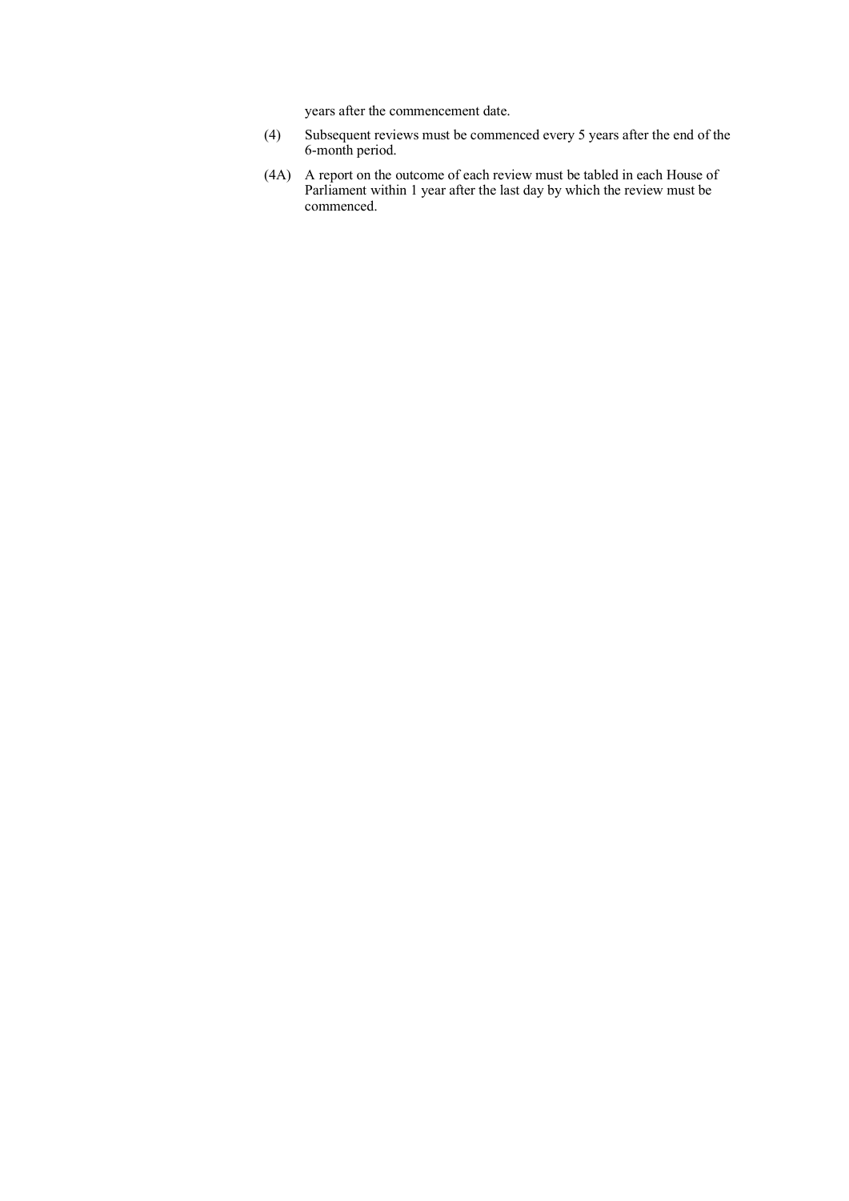years after the commencement date.

(4) Subsequent reviews must be commenced every 5 years after the end of the 6-month period.

(4A) A report on the outcome of each review must be tabled in each House of Parliament within 1 year after the last day by which the review must be commenced.